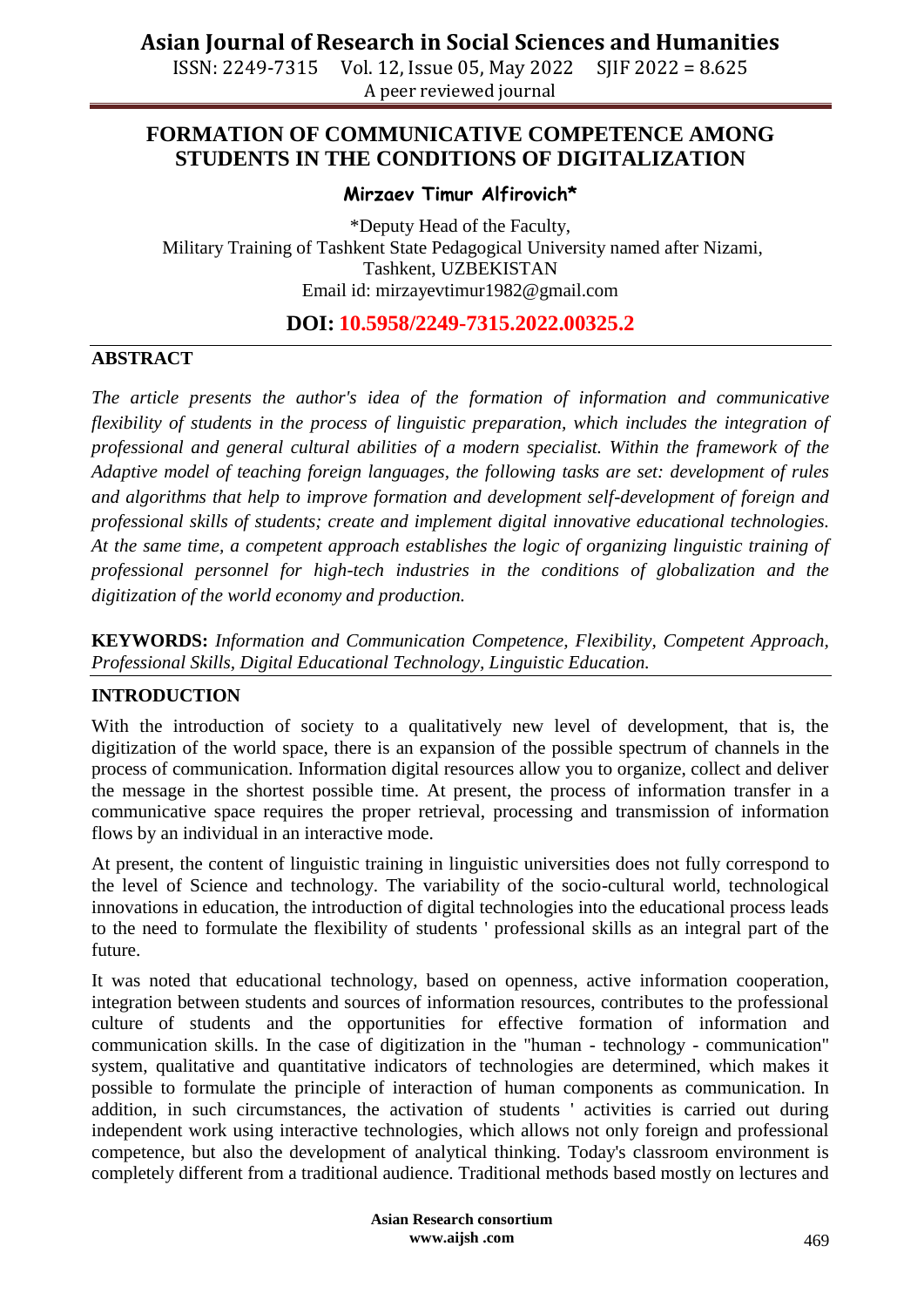# FORMATION OF COMMUNICATIVE COMPETENCE AMONG STUDENTS IN THE CONDITIONS OF DIGITALIZATION

**Mirzaev Timur Alfirovich***

*Deputy Head of the Faculty,
Military Training of Tashkent State Pedagogical University named after Nizami,
Tashkent, UZBEKISTAN
Email id: mirzayevtimur1982@gmail.com

**DOI: 10.5958/2249-7315.2022.00325.2**

## ABSTRACT

*The article presents the author's idea of the formation of information and communicative flexibility of students in the process of linguistic preparation, which includes the integration of professional and general cultural abilities of a modern specialist. Within the framework of the Adaptive model of teaching foreign languages, the following tasks are set: development of rules and algorithms that help to improve formation and development self-development of foreign and professional skills of students; create and implement digital innovative educational technologies. At the same time, a competent approach establishes the logic of organizing linguistic training of professional personnel for high-tech industries in the conditions of globalization and the digitization of the world economy and production.*

**KEYWORDS:** *Information and Communication Competence, Flexibility, Competent Approach, Professional Skills, Digital Educational Technology, Linguistic Education.*

## INTRODUCTION

With the introduction of society to a qualitatively new level of development, that is, the digitization of the world space, there is an expansion of the possible spectrum of channels in the process of communication. Information digital resources allow you to organize, collect and deliver the message in the shortest possible time. At present, the process of information transfer in a communicative space requires the proper retrieval, processing and transmission of information flows by an individual in an interactive mode.

At present, the content of linguistic training in linguistic universities does not fully correspond to the level of Science and technology. The variability of the socio-cultural world, technological innovations in education, the introduction of digital technologies into the educational process leads to the need to formulate the flexibility of students ' professional skills as an integral part of the future.

It was noted that educational technology, based on openness, active information cooperation, integration between students and sources of information resources, contributes to the professional culture of students and the opportunities for effective formation of information and communication skills. In the case of digitization in the "human - technology - communication" system, qualitative and quantitative indicators of technologies are determined, which makes it possible to formulate the principle of interaction of human components as communication. In addition, in such circumstances, the activation of students ' activities is carried out during independent work using interactive technologies, which allows not only foreign and professional competence, but also the development of analytical thinking. Today's classroom environment is completely different from a traditional audience. Traditional methods based mostly on lectures and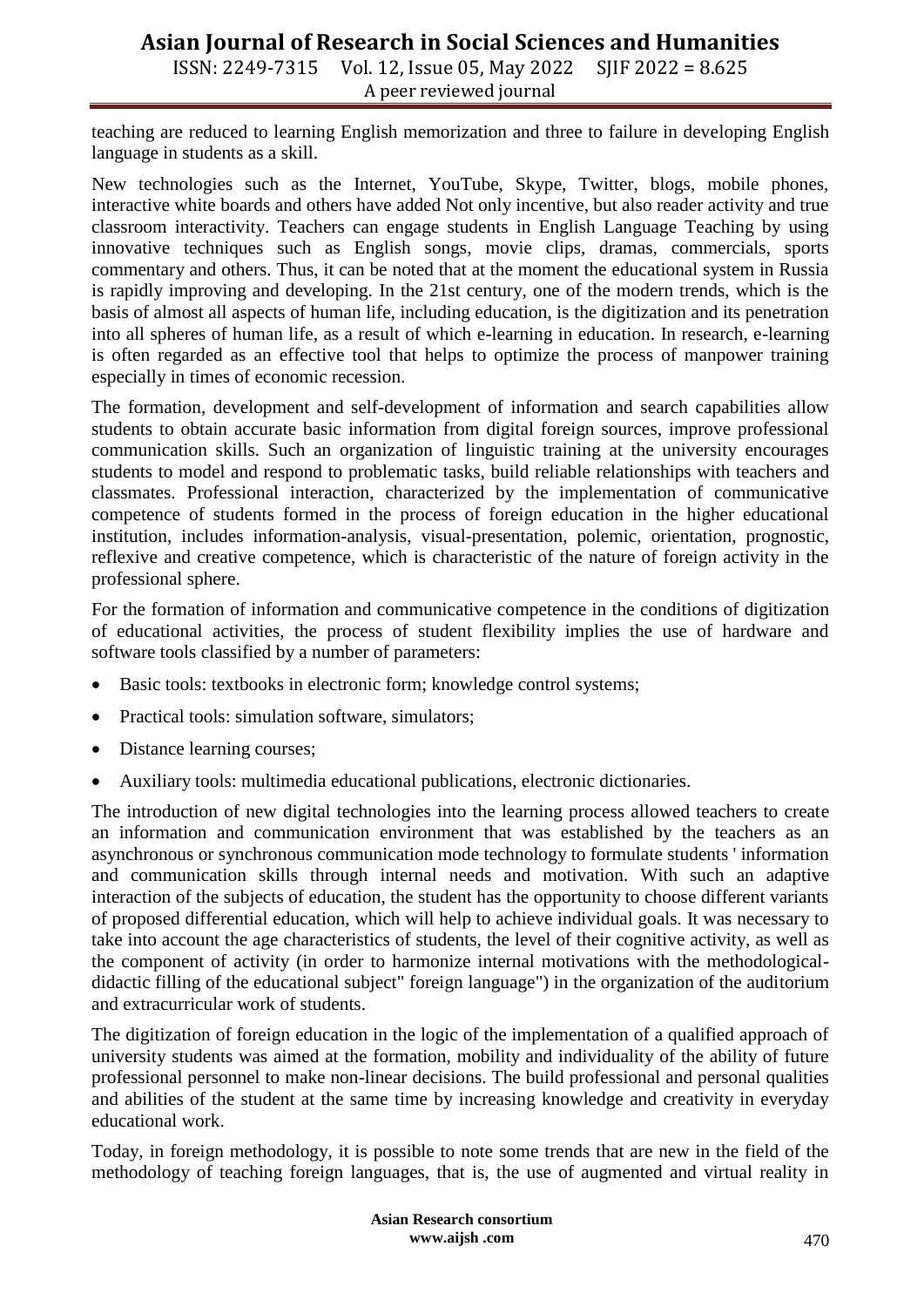teaching are reduced to learning English memorization and three to failure in developing English language in students as a skill.

New technologies such as the Internet, YouTube, Skype, Twitter, blogs, mobile phones, interactive white boards and others have added Not only incentive, but also reader activity and true classroom interactivity. Teachers can engage students in English Language Teaching by using innovative techniques such as English songs, movie clips, dramas, commercials, sports commentary and others. Thus, it can be noted that at the moment the educational system in Russia is rapidly improving and developing. In the 21st century, one of the modern trends, which is the basis of almost all aspects of human life, including education, is the digitization and its penetration into all spheres of human life, as a result of which e-learning in education. In research, e-learning is often regarded as an effective tool that helps to optimize the process of manpower training especially in times of economic recession.

The formation, development and self-development of information and search capabilities allow students to obtain accurate basic information from digital foreign sources, improve professional communication skills. Such an organization of linguistic training at the university encourages students to model and respond to problematic tasks, build reliable relationships with teachers and classmates. Professional interaction, characterized by the implementation of communicative competence of students formed in the process of foreign education in the higher educational institution, includes information-analysis, visual-presentation, polemic, orientation, prognostic, reflexive and creative competence, which is characteristic of the nature of foreign activity in the professional sphere.

For the formation of information and communicative competence in the conditions of digitization of educational activities, the process of student flexibility implies the use of hardware and software tools classified by a number of parameters:

- Basic tools: textbooks in electronic form; knowledge control systems;
- Practical tools: simulation software, simulators;
- Distance learning courses;
- Auxiliary tools: multimedia educational publications, electronic dictionaries.

The introduction of new digital technologies into the learning process allowed teachers to create an information and communication environment that was established by the teachers as an asynchronous or synchronous communication mode technology to formulate students ' information and communication skills through internal needs and motivation. With such an adaptive interaction of the subjects of education, the student has the opportunity to choose different variants of proposed differential education, which will help to achieve individual goals. It was necessary to take into account the age characteristics of students, the level of their cognitive activity, as well as the component of activity (in order to harmonize internal motivations with the methodological-didactic filling of the educational subject" foreign language") in the organization of the auditorium and extracurricular work of students.

The digitization of foreign education in the logic of the implementation of a qualified approach of university students was aimed at the formation, mobility and individuality of the ability of future professional personnel to make non-linear decisions. The build professional and personal qualities and abilities of the student at the same time by increasing knowledge and creativity in everyday educational work.

Today, in foreign methodology, it is possible to note some trends that are new in the field of the methodology of teaching foreign languages, that is, the use of augmented and virtual reality in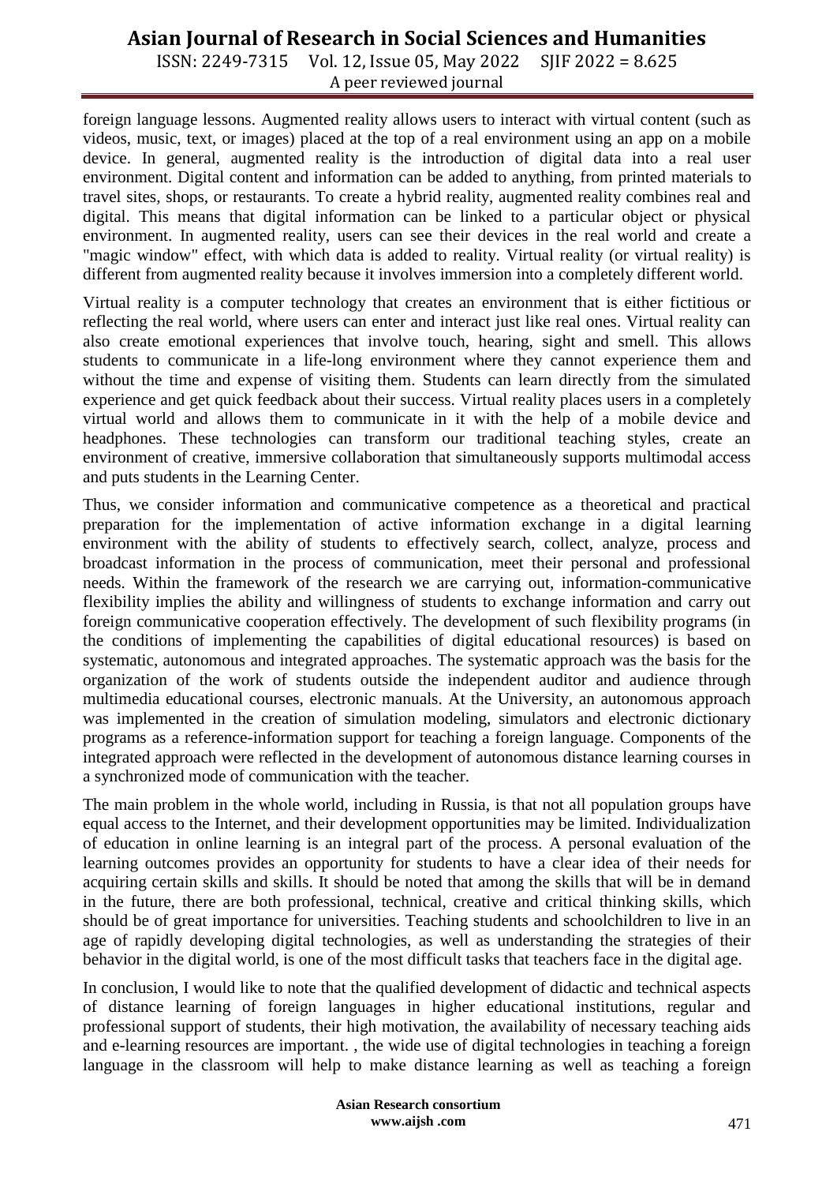foreign language lessons. Augmented reality allows users to interact with virtual content (such as videos, music, text, or images) placed at the top of a real environment using an app on a mobile device. In general, augmented reality is the introduction of digital data into a real user environment. Digital content and information can be added to anything, from printed materials to travel sites, shops, or restaurants. To create a hybrid reality, augmented reality combines real and digital. This means that digital information can be linked to a particular object or physical environment. In augmented reality, users can see their devices in the real world and create a "magic window" effect, with which data is added to reality. Virtual reality (or virtual reality) is different from augmented reality because it involves immersion into a completely different world.

Virtual reality is a computer technology that creates an environment that is either fictitious or reflecting the real world, where users can enter and interact just like real ones. Virtual reality can also create emotional experiences that involve touch, hearing, sight and smell. This allows students to communicate in a life-long environment where they cannot experience them and without the time and expense of visiting them. Students can learn directly from the simulated experience and get quick feedback about their success. Virtual reality places users in a completely virtual world and allows them to communicate in it with the help of a mobile device and headphones. These technologies can transform our traditional teaching styles, create an environment of creative, immersive collaboration that simultaneously supports multimodal access and puts students in the Learning Center.

Thus, we consider information and communicative competence as a theoretical and practical preparation for the implementation of active information exchange in a digital learning environment with the ability of students to effectively search, collect, analyze, process and broadcast information in the process of communication, meet their personal and professional needs. Within the framework of the research we are carrying out, information-communicative flexibility implies the ability and willingness of students to exchange information and carry out foreign communicative cooperation effectively. The development of such flexibility programs (in the conditions of implementing the capabilities of digital educational resources) is based on systematic, autonomous and integrated approaches. The systematic approach was the basis for the organization of the work of students outside the independent auditor and audience through multimedia educational courses, electronic manuals. At the University, an autonomous approach was implemented in the creation of simulation modeling, simulators and electronic dictionary programs as a reference-information support for teaching a foreign language. Components of the integrated approach were reflected in the development of autonomous distance learning courses in a synchronized mode of communication with the teacher.

The main problem in the whole world, including in Russia, is that not all population groups have equal access to the Internet, and their development opportunities may be limited. Individualization of education in online learning is an integral part of the process. A personal evaluation of the learning outcomes provides an opportunity for students to have a clear idea of their needs for acquiring certain skills and skills. It should be noted that among the skills that will be in demand in the future, there are both professional, technical, creative and critical thinking skills, which should be of great importance for universities. Teaching students and schoolchildren to live in an age of rapidly developing digital technologies, as well as understanding the strategies of their behavior in the digital world, is one of the most difficult tasks that teachers face in the digital age.

In conclusion, I would like to note that the qualified development of didactic and technical aspects of distance learning of foreign languages in higher educational institutions, regular and professional support of students, their high motivation, the availability of necessary teaching aids and e-learning resources are important. , the wide use of digital technologies in teaching a foreign language in the classroom will help to make distance learning as well as teaching a foreign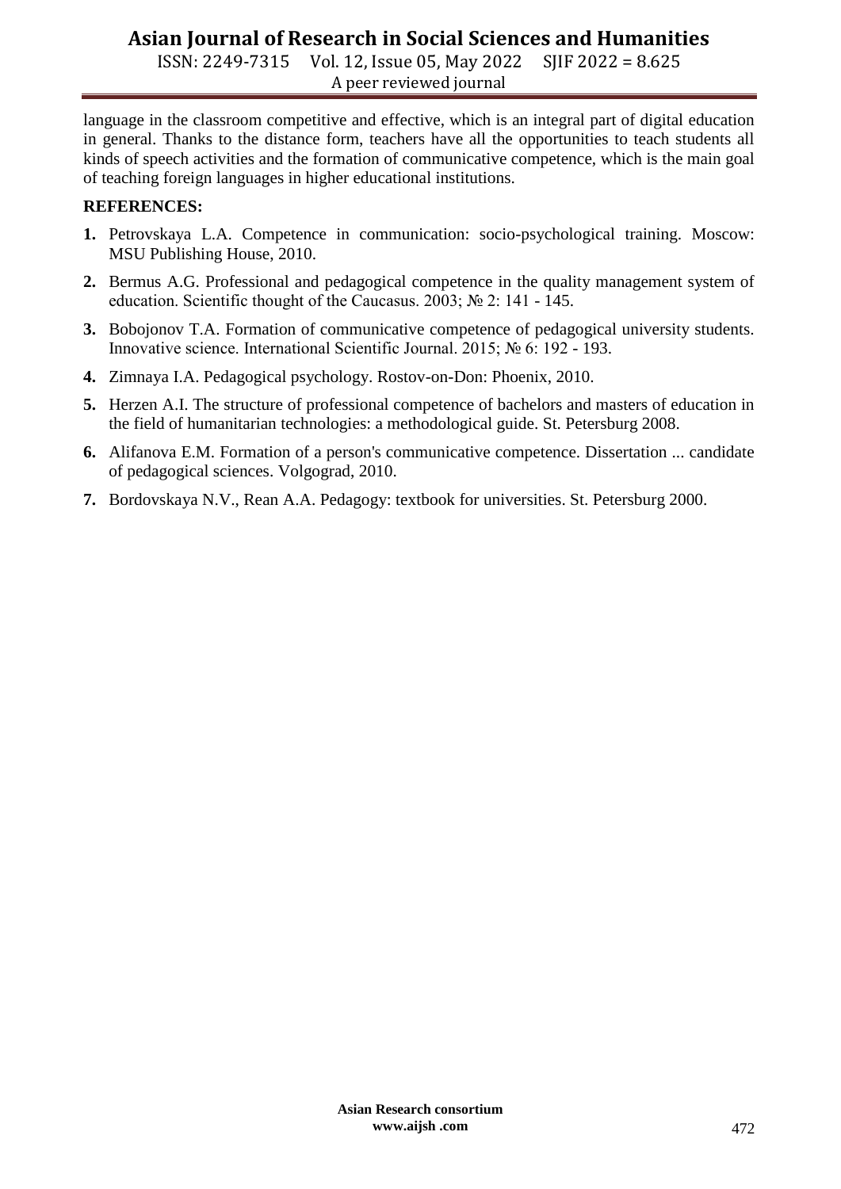language in the classroom competitive and effective, which is an integral part of digital education in general. Thanks to the distance form, teachers have all the opportunities to teach students all kinds of speech activities and the formation of communicative competence, which is the main goal of teaching foreign languages in higher educational institutions.

**REFERENCES:**

1. Petrovskaya L.A. Competence in communication: socio-psychological training. Moscow: MSU Publishing House, 2010.
2. Bermus A.G. Professional and pedagogical competence in the quality management system of education. Scientific thought of the Caucasus. 2003; № 2: 141 - 145.
3. Bobojonov T.A. Formation of communicative competence of pedagogical university students. Innovative science. International Scientific Journal. 2015; № 6: 192 - 193.
4. Zimnaya I.A. Pedagogical psychology. Rostov-on-Don: Phoenix, 2010.
5. Herzen A.I. The structure of professional competence of bachelors and masters of education in the field of humanitarian technologies: a methodological guide. St. Petersburg 2008.
6. Alifanova E.M. Formation of a person's communicative competence. Dissertation ... candidate of pedagogical sciences. Volgograd, 2010.
7. Bordovskaya N.V., Rean A.A. Pedagogy: textbook for universities. St. Petersburg 2000.